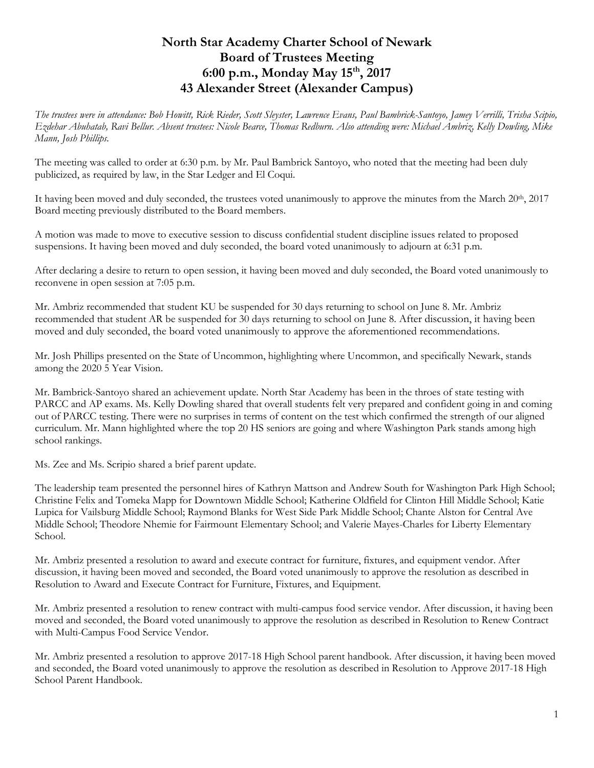# North Star Academy Charter School of Newark
# Board of Trustees Meeting
# 6:00 p.m., Monday May 15th, 2017
# 43 Alexander Street (Alexander Campus)

*The trustees were in attendance: Bob Howitt, Rick Rieder, Scott Sleyster, Lawrence Evans, Paul Bambrick-Santoyo, Jamey Verrilli, Trisha Scipio, Ezdehar Abuhatab, Ravi Bellur. Absent trustees: Nicole Bearce, Thomas Redburn. Also attending were: Michael Ambriz, Kelly Dowling, Mike Mann, Josh Phillips.*

The meeting was called to order at 6:30 p.m. by Mr. Paul Bambrick Santoyo, who noted that the meeting had been duly publicized, as required by law, in the Star Ledger and El Coqui.

It having been moved and duly seconded, the trustees voted unanimously to approve the minutes from the March 20th, 2017 Board meeting previously distributed to the Board members.

A motion was made to move to executive session to discuss confidential student discipline issues related to proposed suspensions. It having been moved and duly seconded, the board voted unanimously to adjourn at 6:31 p.m.

After declaring a desire to return to open session, it having been moved and duly seconded, the Board voted unanimously to reconvene in open session at 7:05 p.m.

Mr. Ambriz recommended that student KU be suspended for 30 days returning to school on June 8. Mr. Ambriz recommended that student AR be suspended for 30 days returning to school on June 8. After discussion, it having been moved and duly seconded, the board voted unanimously to approve the aforementioned recommendations.

Mr. Josh Phillips presented on the State of Uncommon, highlighting where Uncommon, and specifically Newark, stands among the 2020 5 Year Vision.

Mr. Bambrick-Santoyo shared an achievement update. North Star Academy has been in the throes of state testing with PARCC and AP exams. Ms. Kelly Dowling shared that overall students felt very prepared and confident going in and coming out of PARCC testing. There were no surprises in terms of content on the test which confirmed the strength of our aligned curriculum. Mr. Mann highlighted where the top 20 HS seniors are going and where Washington Park stands among high school rankings.

Ms. Zee and Ms. Scripio shared a brief parent update.

The leadership team presented the personnel hires of Kathryn Mattson and Andrew South for Washington Park High School; Christine Felix and Tomeka Mapp for Downtown Middle School; Katherine Oldfield for Clinton Hill Middle School; Katie Lupica for Vailsburg Middle School; Raymond Blanks for West Side Park Middle School; Chante Alston for Central Ave Middle School; Theodore Nhemie for Fairmount Elementary School; and Valerie Mayes-Charles for Liberty Elementary School.

Mr. Ambriz presented a resolution to award and execute contract for furniture, fixtures, and equipment vendor. After discussion, it having been moved and seconded, the Board voted unanimously to approve the resolution as described in Resolution to Award and Execute Contract for Furniture, Fixtures, and Equipment.

Mr. Ambriz presented a resolution to renew contract with multi-campus food service vendor. After discussion, it having been moved and seconded, the Board voted unanimously to approve the resolution as described in Resolution to Renew Contract with Multi-Campus Food Service Vendor.

Mr. Ambriz presented a resolution to approve 2017-18 High School parent handbook. After discussion, it having been moved and seconded, the Board voted unanimously to approve the resolution as described in Resolution to Approve 2017-18 High School Parent Handbook.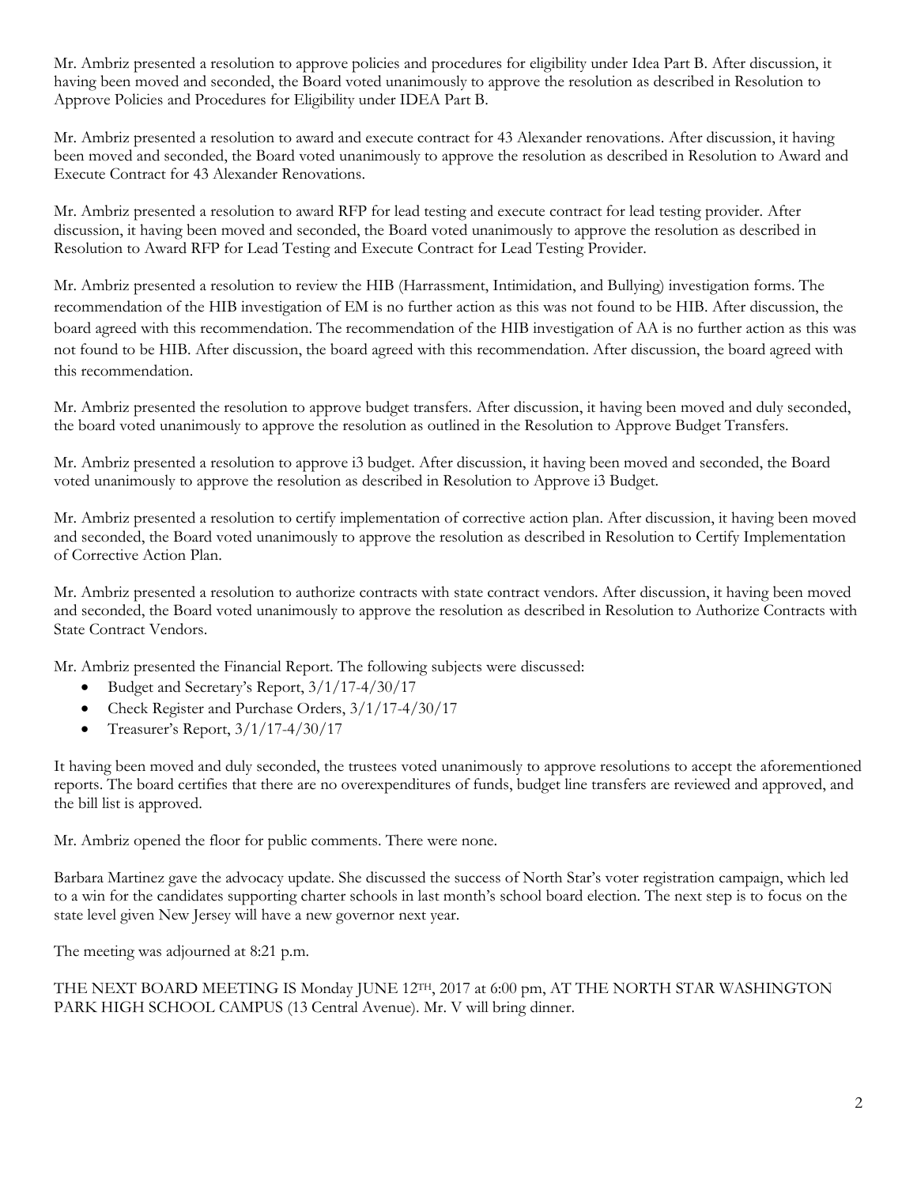Mr. Ambriz presented a resolution to approve policies and procedures for eligibility under Idea Part B. After discussion, it having been moved and seconded, the Board voted unanimously to approve the resolution as described in Resolution to Approve Policies and Procedures for Eligibility under IDEA Part B.

Mr. Ambriz presented a resolution to award and execute contract for 43 Alexander renovations. After discussion, it having been moved and seconded, the Board voted unanimously to approve the resolution as described in Resolution to Award and Execute Contract for 43 Alexander Renovations.

Mr. Ambriz presented a resolution to award RFP for lead testing and execute contract for lead testing provider. After discussion, it having been moved and seconded, the Board voted unanimously to approve the resolution as described in Resolution to Award RFP for Lead Testing and Execute Contract for Lead Testing Provider.

Mr. Ambriz presented a resolution to review the HIB (Harrassment, Intimidation, and Bullying) investigation forms. The recommendation of the HIB investigation of EM is no further action as this was not found to be HIB. After discussion, the board agreed with this recommendation. The recommendation of the HIB investigation of AA is no further action as this was not found to be HIB. After discussion, the board agreed with this recommendation. After discussion, the board agreed with this recommendation.

Mr. Ambriz presented the resolution to approve budget transfers. After discussion, it having been moved and duly seconded, the board voted unanimously to approve the resolution as outlined in the Resolution to Approve Budget Transfers.

Mr. Ambriz presented a resolution to approve i3 budget. After discussion, it having been moved and seconded, the Board voted unanimously to approve the resolution as described in Resolution to Approve i3 Budget.

Mr. Ambriz presented a resolution to certify implementation of corrective action plan. After discussion, it having been moved and seconded, the Board voted unanimously to approve the resolution as described in Resolution to Certify Implementation of Corrective Action Plan.

Mr. Ambriz presented a resolution to authorize contracts with state contract vendors. After discussion, it having been moved and seconded, the Board voted unanimously to approve the resolution as described in Resolution to Authorize Contracts with State Contract Vendors.

Mr. Ambriz presented the Financial Report. The following subjects were discussed:

- Budget and Secretary's Report, 3/1/17-4/30/17
- Check Register and Purchase Orders, 3/1/17-4/30/17
- Treasurer's Report, 3/1/17-4/30/17

It having been moved and duly seconded, the trustees voted unanimously to approve resolutions to accept the aforementioned reports. The board certifies that there are no overexpenditures of funds, budget line transfers are reviewed and approved, and the bill list is approved.

Mr. Ambriz opened the floor for public comments. There were none.

Barbara Martinez gave the advocacy update. She discussed the success of North Star's voter registration campaign, which led to a win for the candidates supporting charter schools in last month's school board election. The next step is to focus on the state level given New Jersey will have a new governor next year.

The meeting was adjourned at 8:21 p.m.

THE NEXT BOARD MEETING IS Monday JUNE 12TH, 2017 at 6:00 pm, AT THE NORTH STAR WASHINGTON PARK HIGH SCHOOL CAMPUS (13 Central Avenue). Mr. V will bring dinner.